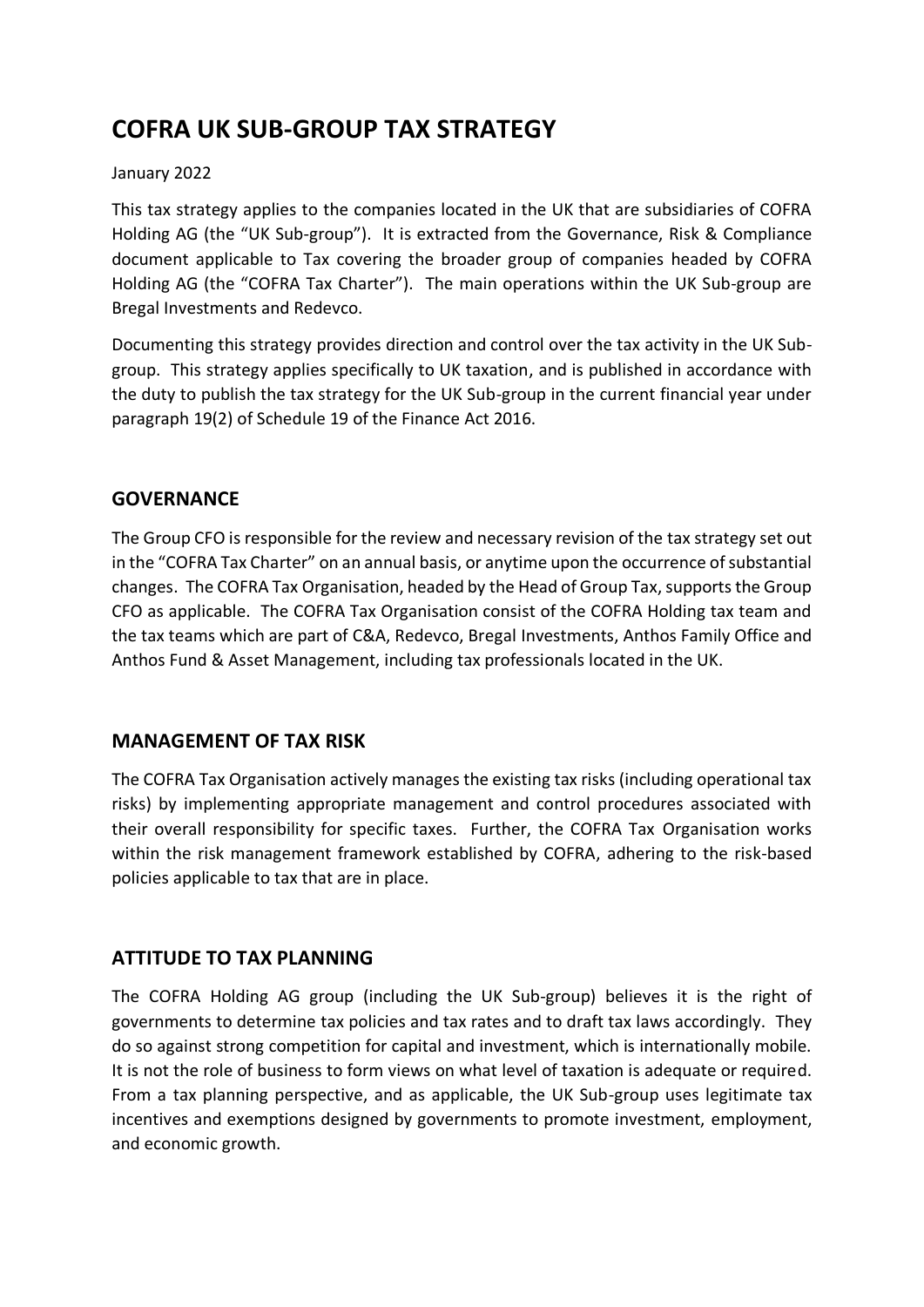# COFRA UK SUB-GROUP TAX STRATEGY

January 2022

This tax strategy applies to the companies located in the UK that are subsidiaries of COFRA Holding AG (the "UK Sub-group"). It is extracted from the Governance, Risk & Compliance document applicable to Tax covering the broader group of companies headed by COFRA Holding AG (the "COFRA Tax Charter"). The main operations within the UK Sub-group are Bregal Investments and Redevco.

Documenting this strategy provides direction and control over the tax activity in the UK Sub-group. This strategy applies specifically to UK taxation, and is published in accordance with the duty to publish the tax strategy for the UK Sub-group in the current financial year under paragraph 19(2) of Schedule 19 of the Finance Act 2016.

## GOVERNANCE

The Group CFO is responsible for the review and necessary revision of the tax strategy set out in the "COFRA Tax Charter" on an annual basis, or anytime upon the occurrence of substantial changes. The COFRA Tax Organisation, headed by the Head of Group Tax, supports the Group CFO as applicable. The COFRA Tax Organisation consist of the COFRA Holding tax team and the tax teams which are part of C&A, Redevco, Bregal Investments, Anthos Family Office and Anthos Fund & Asset Management, including tax professionals located in the UK.

## MANAGEMENT OF TAX RISK

The COFRA Tax Organisation actively manages the existing tax risks (including operational tax risks) by implementing appropriate management and control procedures associated with their overall responsibility for specific taxes. Further, the COFRA Tax Organisation works within the risk management framework established by COFRA, adhering to the risk-based policies applicable to tax that are in place.

## ATTITUDE TO TAX PLANNING

The COFRA Holding AG group (including the UK Sub-group) believes it is the right of governments to determine tax policies and tax rates and to draft tax laws accordingly. They do so against strong competition for capital and investment, which is internationally mobile. It is not the role of business to form views on what level of taxation is adequate or required. From a tax planning perspective, and as applicable, the UK Sub-group uses legitimate tax incentives and exemptions designed by governments to promote investment, employment, and economic growth.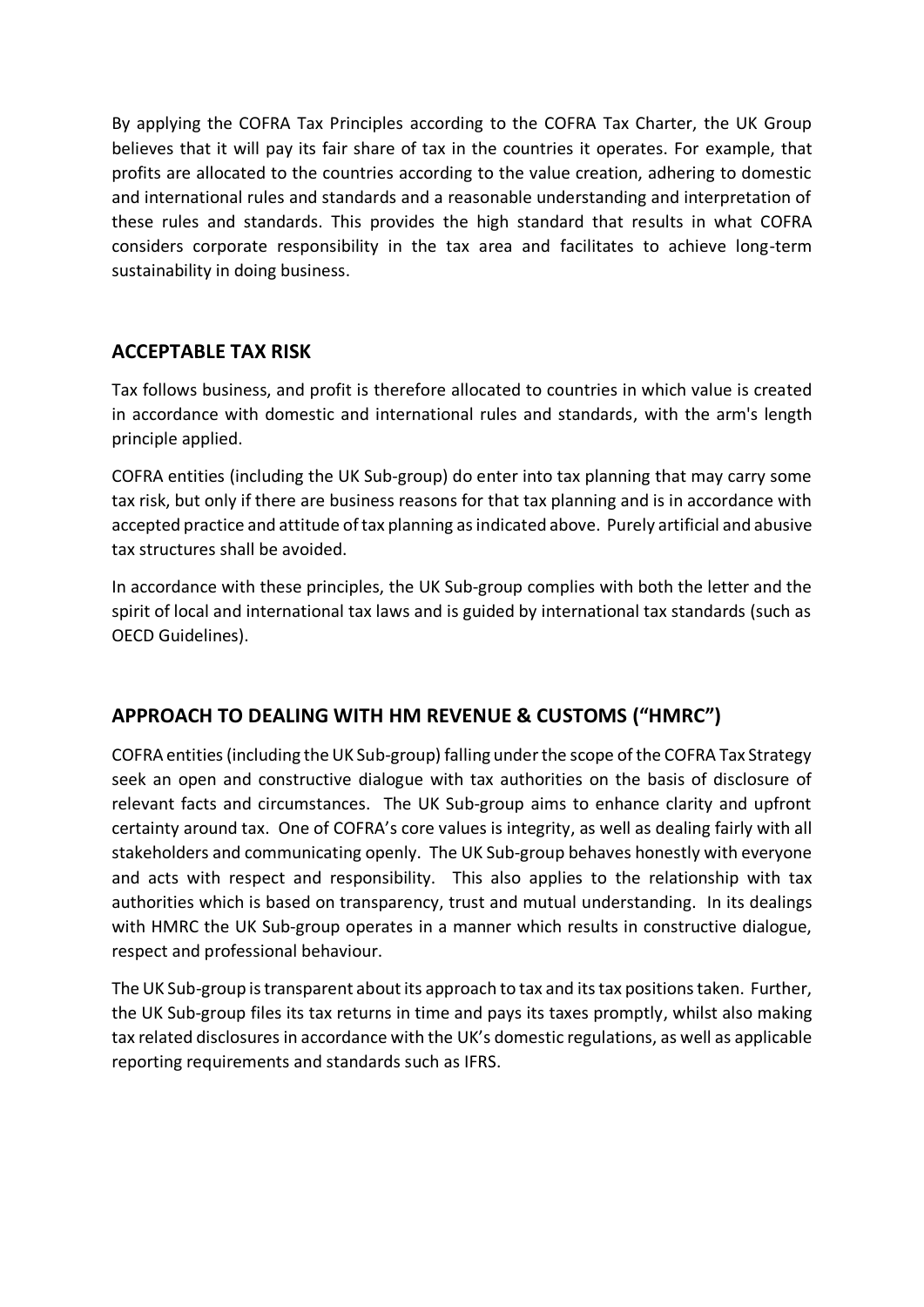By applying the COFRA Tax Principles according to the COFRA Tax Charter, the UK Group believes that it will pay its fair share of tax in the countries it operates. For example, that profits are allocated to the countries according to the value creation, adhering to domestic and international rules and standards and a reasonable understanding and interpretation of these rules and standards. This provides the high standard that results in what COFRA considers corporate responsibility in the tax area and facilitates to achieve long-term sustainability in doing business.

## ACCEPTABLE TAX RISK

Tax follows business, and profit is therefore allocated to countries in which value is created in accordance with domestic and international rules and standards, with the arm's length principle applied.

COFRA entities (including the UK Sub-group) do enter into tax planning that may carry some tax risk, but only if there are business reasons for that tax planning and is in accordance with accepted practice and attitude of tax planning as indicated above. Purely artificial and abusive tax structures shall be avoided.

In accordance with these principles, the UK Sub-group complies with both the letter and the spirit of local and international tax laws and is guided by international tax standards (such as OECD Guidelines).

## APPROACH TO DEALING WITH HM REVENUE & CUSTOMS ("HMRC")

COFRA entities (including the UK Sub-group) falling under the scope of the COFRA Tax Strategy seek an open and constructive dialogue with tax authorities on the basis of disclosure of relevant facts and circumstances. The UK Sub-group aims to enhance clarity and upfront certainty around tax. One of COFRA's core values is integrity, as well as dealing fairly with all stakeholders and communicating openly. The UK Sub-group behaves honestly with everyone and acts with respect and responsibility. This also applies to the relationship with tax authorities which is based on transparency, trust and mutual understanding. In its dealings with HMRC the UK Sub-group operates in a manner which results in constructive dialogue, respect and professional behaviour.

The UK Sub-group is transparent about its approach to tax and its tax positions taken. Further, the UK Sub-group files its tax returns in time and pays its taxes promptly, whilst also making tax related disclosures in accordance with the UK's domestic regulations, as well as applicable reporting requirements and standards such as IFRS.